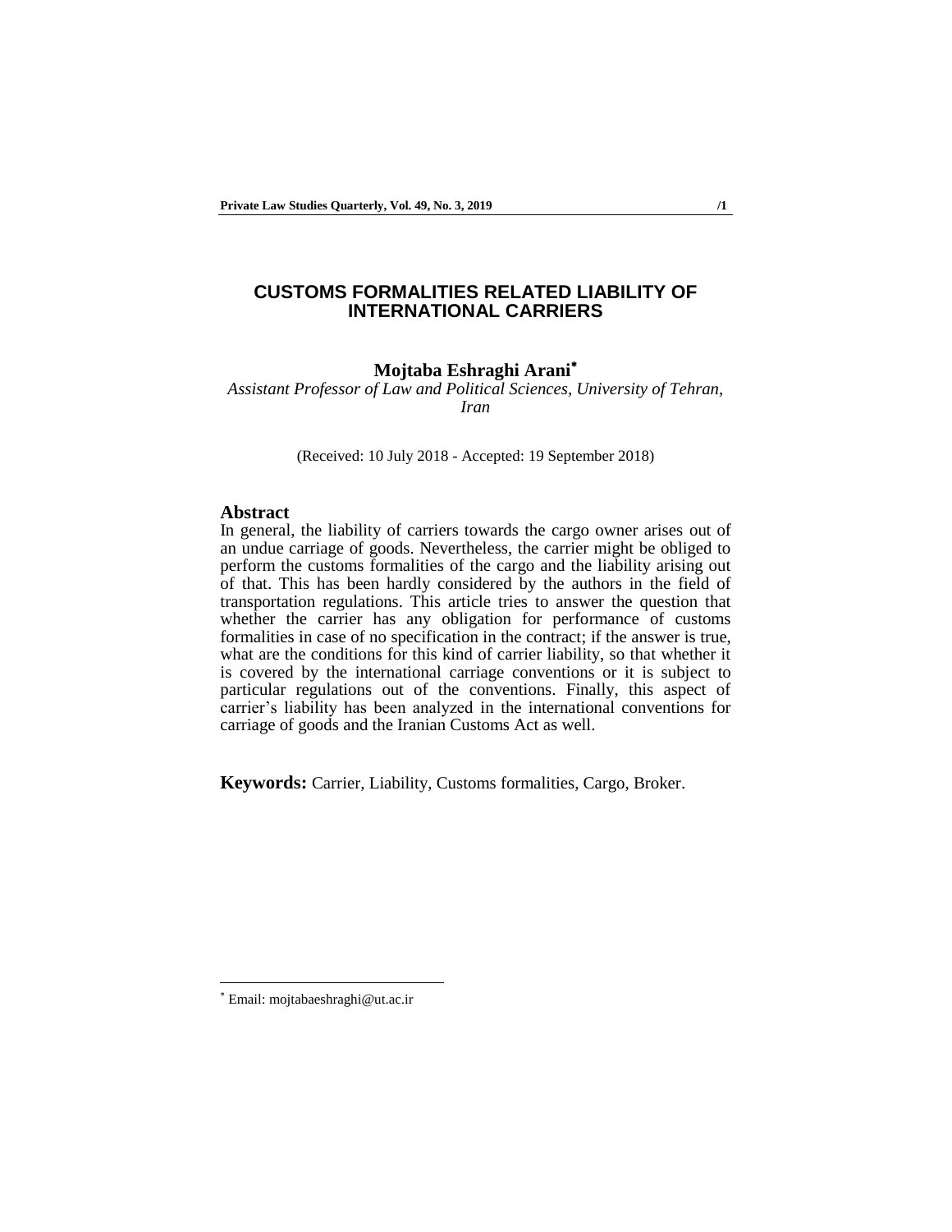# CUSTOMS FORMALITIES RELATED LIABILITY OF INTERNATIONAL CARRIERS

**Mojtaba Eshraghi Arani***

*Assistant Professor of Law and Political Sciences, University of Tehran, Iran*

(Received: 10 July 2018 - Accepted: 19 September 2018)

## Abstract

In general, the liability of carriers towards the cargo owner arises out of an undue carriage of goods. Nevertheless, the carrier might be obliged to perform the customs formalities of the cargo and the liability arising out of that. This has been hardly considered by the authors in the field of transportation regulations. This article tries to answer the question that whether the carrier has any obligation for performance of customs formalities in case of no specification in the contract; if the answer is true, what are the conditions for this kind of carrier liability, so that whether it is covered by the international carriage conventions or it is subject to particular regulations out of the conventions. Finally, this aspect of carrier's liability has been analyzed in the international conventions for carriage of goods and the Iranian Customs Act as well.

**Keywords:** Carrier, Liability, Customs formalities, Cargo, Broker.

---

\* Email: mojtabaeshraghi@ut.ac.ir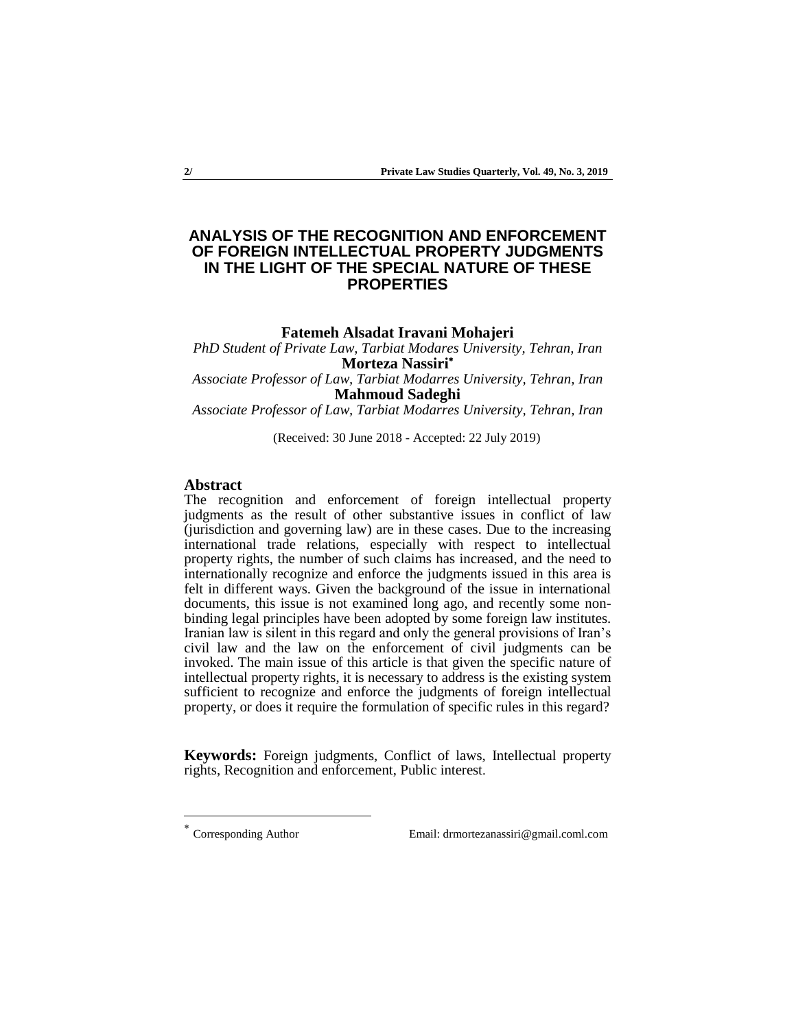# ANALYSIS OF THE RECOGNITION AND ENFORCEMENT OF FOREIGN INTELLECTUAL PROPERTY JUDGMENTS IN THE LIGHT OF THE SPECIAL NATURE OF THESE PROPERTIES

**Fatemeh Alsadat Iravani Mohajeri**

*PhD Student of Private Law, Tarbiat Modares University, Tehran, Iran*

**Morteza Nassiri***

*Associate Professor of Law, Tarbiat Modarres University, Tehran, Iran*

**Mahmoud Sadeghi**

*Associate Professor of Law, Tarbiat Modarres University, Tehran, Iran*

(Received: 30 June 2018 - Accepted: 22 July 2019)

## Abstract

The recognition and enforcement of foreign intellectual property judgments as the result of other substantive issues in conflict of law (jurisdiction and governing law) are in these cases. Due to the increasing international trade relations, especially with respect to intellectual property rights, the number of such claims has increased, and the need to internationally recognize and enforce the judgments issued in this area is felt in different ways. Given the background of the issue in international documents, this issue is not examined long ago, and recently some non-binding legal principles have been adopted by some foreign law institutes. Iranian law is silent in this regard and only the general provisions of Iran's civil law and the law on the enforcement of civil judgments can be invoked. The main issue of this article is that given the specific nature of intellectual property rights, it is necessary to address is the existing system sufficient to recognize and enforce the judgments of foreign intellectual property, or does it require the formulation of specific rules in this regard?

**Keywords:** Foreign judgments, Conflict of laws, Intellectual property rights, Recognition and enforcement, Public interest.

---

* Corresponding Author Email: drmortezanassiri@gmail.coml.com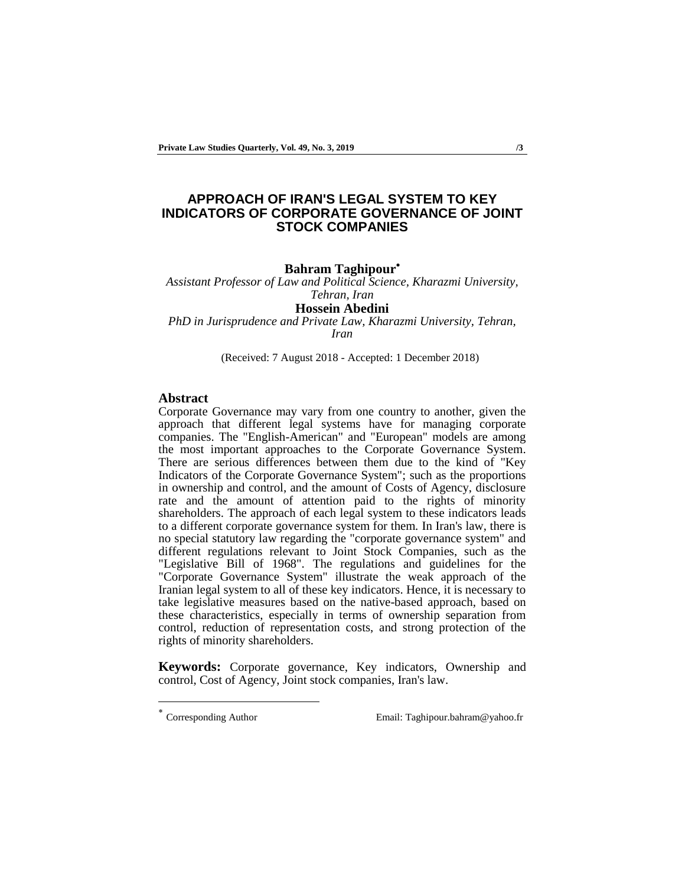# APPROACH OF IRAN'S LEGAL SYSTEM TO KEY INDICATORS OF CORPORATE GOVERNANCE OF JOINT STOCK COMPANIES

**Bahram Taghipour***

*Assistant Professor of Law and Political Science, Kharazmi University, Tehran, Iran*

**Hossein Abedini**

*PhD in Jurisprudence and Private Law, Kharazmi University, Tehran, Iran*

(Received: 7 August 2018 - Accepted: 1 December 2018)

## Abstract

Corporate Governance may vary from one country to another, given the approach that different legal systems have for managing corporate companies. The "English-American" and "European" models are among the most important approaches to the Corporate Governance System. There are serious differences between them due to the kind of "Key Indicators of the Corporate Governance System"; such as the proportions in ownership and control, and the amount of Costs of Agency, disclosure rate and the amount of attention paid to the rights of minority shareholders. The approach of each legal system to these indicators leads to a different corporate governance system for them. In Iran's law, there is no special statutory law regarding the "corporate governance system" and different regulations relevant to Joint Stock Companies, such as the "Legislative Bill of 1968". The regulations and guidelines for the "Corporate Governance System" illustrate the weak approach of the Iranian legal system to all of these key indicators. Hence, it is necessary to take legislative measures based on the native-based approach, based on these characteristics, especially in terms of ownership separation from control, reduction of representation costs, and strong protection of the rights of minority shareholders.

**Keywords:** Corporate governance, Key indicators, Ownership and control, Cost of Agency, Joint stock companies, Iran's law.

---

* Corresponding Author Email: Taghipour.bahram@yahoo.fr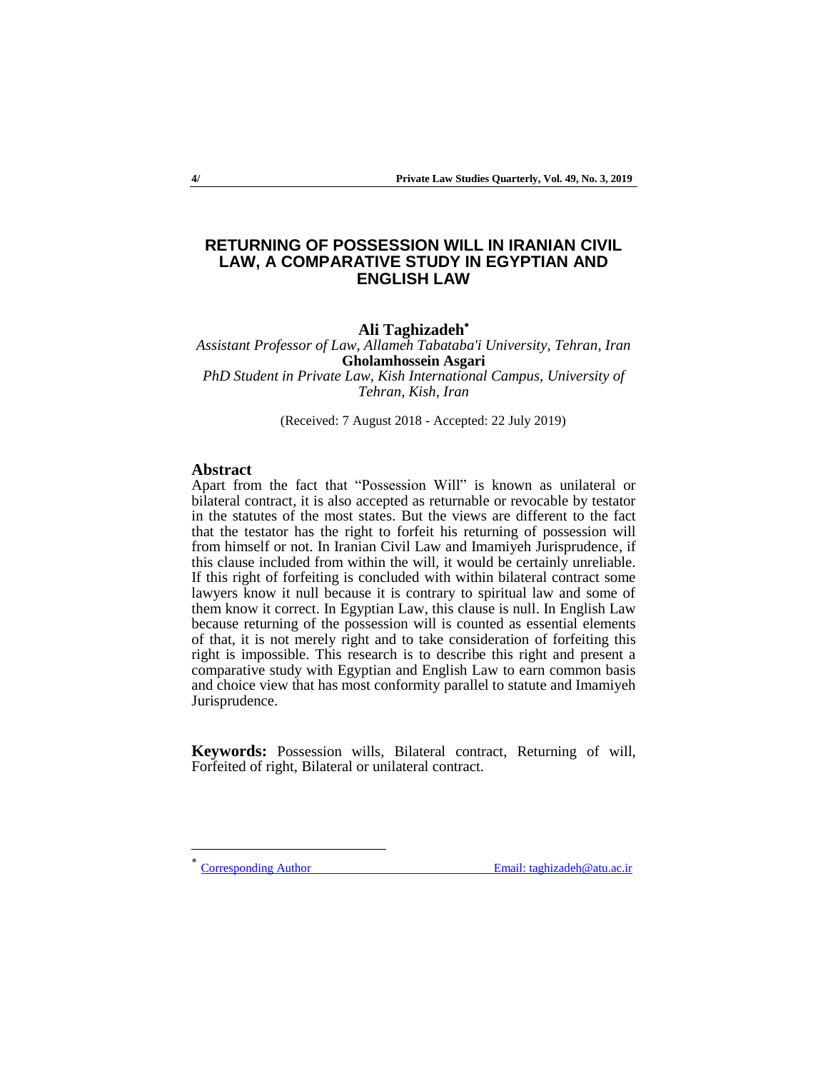# RETURNING OF POSSESSION WILL IN IRANIAN CIVIL LAW, A COMPARATIVE STUDY IN EGYPTIAN AND ENGLISH LAW

**Ali Taghizadeh**[*]

*Assistant Professor of Law, Allameh Tabataba'i University, Tehran, Iran*

**Gholamhossein Asgari**

*PhD Student in Private Law, Kish International Campus, University of Tehran, Kish, Iran*

(Received: 7 August 2018 - Accepted: 22 July 2019)

## Abstract

Apart from the fact that "Possession Will" is known as unilateral or bilateral contract, it is also accepted as returnable or revocable by testator in the statutes of the most states. But the views are different to the fact that the testator has the right to forfeit his returning of possession will from himself or not. In Iranian Civil Law and Imamiyeh Jurisprudence, if this clause included from within the will, it would be certainly unreliable. If this right of forfeiting is concluded with within bilateral contract some lawyers know it null because it is contrary to spiritual law and some of them know it correct. In Egyptian Law, this clause is null. In English Law because returning of the possession will is counted as essential elements of that, it is not merely right and to take consideration of forfeiting this right is impossible. This research is to describe this right and present a comparative study with Egyptian and English Law to earn common basis and choice view that has most conformity parallel to statute and Imamiyeh Jurisprudence.

**Keywords:** Possession wills, Bilateral contract, Returning of will, Forfeited of right, Bilateral or unilateral contract.

---

[*] Corresponding Author Email: taghizadeh@atu.ac.ir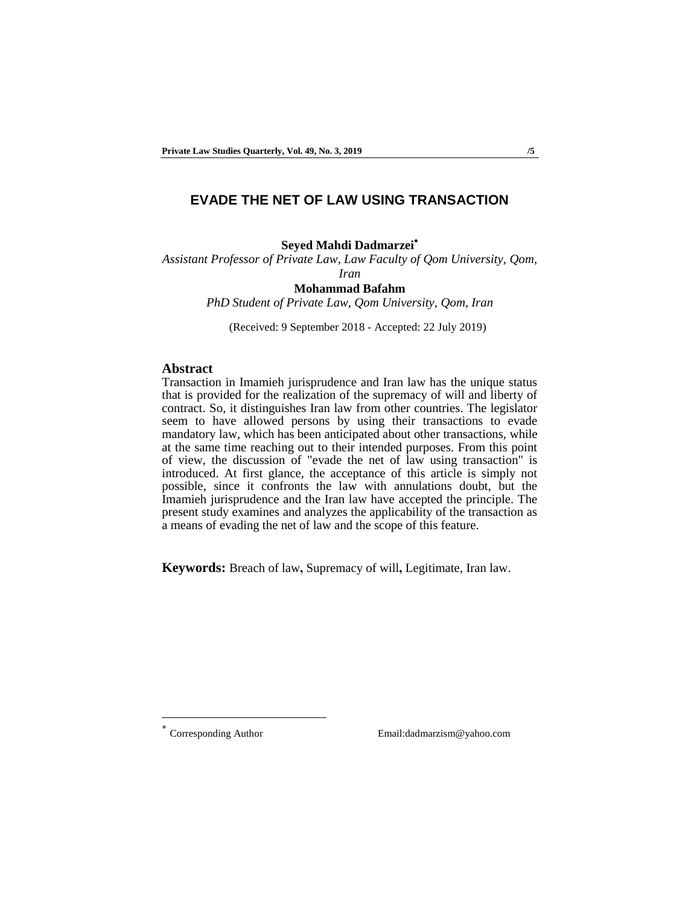# EVADE THE NET OF LAW USING TRANSACTION

**Seyed Mahdi Dadmarzei***

*Assistant Professor of Private Law, Law Faculty of Qom University, Qom, Iran*

**Mohammad Bafahm**

*PhD Student of Private Law, Qom University, Qom, Iran*

(Received: 9 September 2018 - Accepted: 22 July 2019)

## Abstract

Transaction in Imamieh jurisprudence and Iran law has the unique status that is provided for the realization of the supremacy of will and liberty of contract. So, it distinguishes Iran law from other countries. The legislator seem to have allowed persons by using their transactions to evade mandatory law, which has been anticipated about other transactions, while at the same time reaching out to their intended purposes. From this point of view, the discussion of "evade the net of law using transaction" is introduced. At first glance, the acceptance of this article is simply not possible, since it confronts the law with annulations doubt, but the Imamieh jurisprudence and the Iran law have accepted the principle. The present study examines and analyzes the applicability of the transaction as a means of evading the net of law and the scope of this feature.

**Keywords:** Breach of law**,** Supremacy of will**,** Legitimate, Iran law.

---

* Corresponding Author Email:dadmarzism@yahoo.com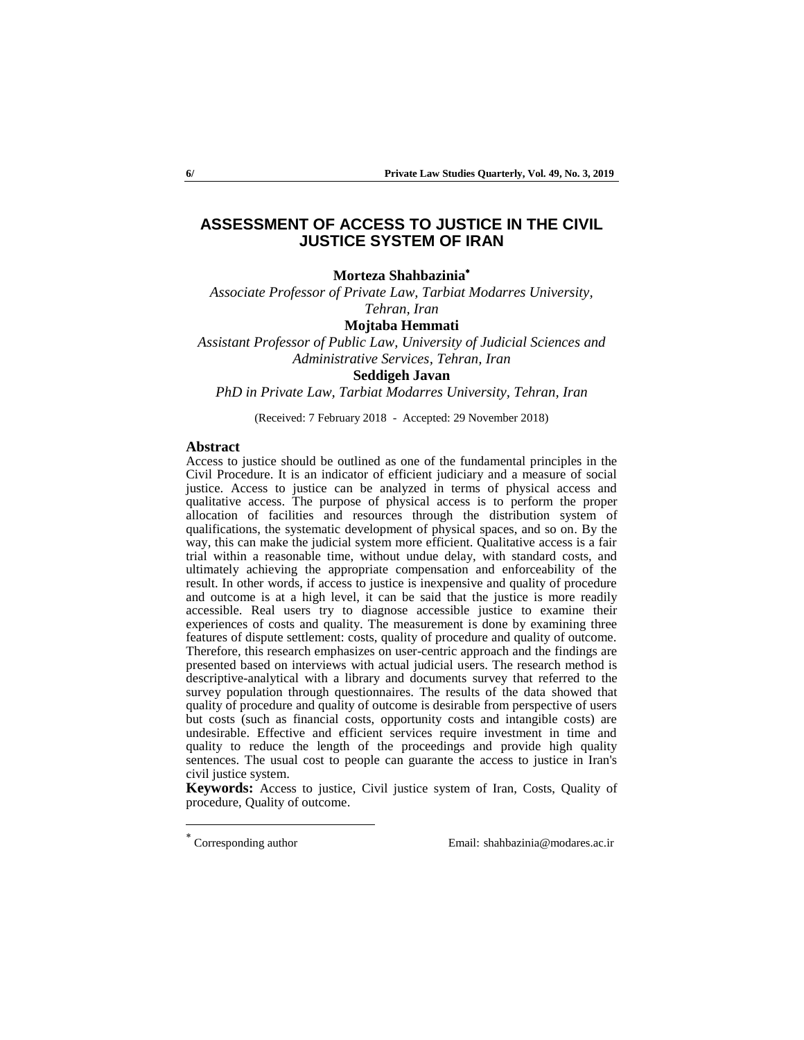# ASSESSMENT OF ACCESS TO JUSTICE IN THE CIVIL JUSTICE SYSTEM OF IRAN

**Morteza Shahbazinia**[*]

*Associate Professor of Private Law, Tarbiat Modarres University, Tehran, Iran*

**Mojtaba Hemmati**

*Assistant Professor of Public Law, University of Judicial Sciences and Administrative Services, Tehran, Iran*

**Seddigeh Javan**

*PhD in Private Law, Tarbiat Modarres University, Tehran, Iran*

(Received: 7 February 2018 - Accepted: 29 November 2018)

## Abstract

Access to justice should be outlined as one of the fundamental principles in the Civil Procedure. It is an indicator of efficient judiciary and a measure of social justice. Access to justice can be analyzed in terms of physical access and qualitative access. The purpose of physical access is to perform the proper allocation of facilities and resources through the distribution system of qualifications, the systematic development of physical spaces, and so on. By the way, this can make the judicial system more efficient. Qualitative access is a fair trial within a reasonable time, without undue delay, with standard costs, and ultimately achieving the appropriate compensation and enforceability of the result. In other words, if access to justice is inexpensive and quality of procedure and outcome is at a high level, it can be said that the justice is more readily accessible. Real users try to diagnose accessible justice to examine their experiences of costs and quality. The measurement is done by examining three features of dispute settlement: costs, quality of procedure and quality of outcome. Therefore, this research emphasizes on user-centric approach and the findings are presented based on interviews with actual judicial users. The research method is descriptive-analytical with a library and documents survey that referred to the survey population through questionnaires. The results of the data showed that quality of procedure and quality of outcome is desirable from perspective of users but costs (such as financial costs, opportunity costs and intangible costs) are undesirable. Effective and efficient services require investment in time and quality to reduce the length of the proceedings and provide high quality sentences. The usual cost to people can guarante the access to justice in Iran's civil justice system.

**Keywords:** Access to justice, Civil justice system of Iran, Costs, Quality of procedure, Quality of outcome.

---

[*] Corresponding author Email: shahbazinia@modares.ac.ir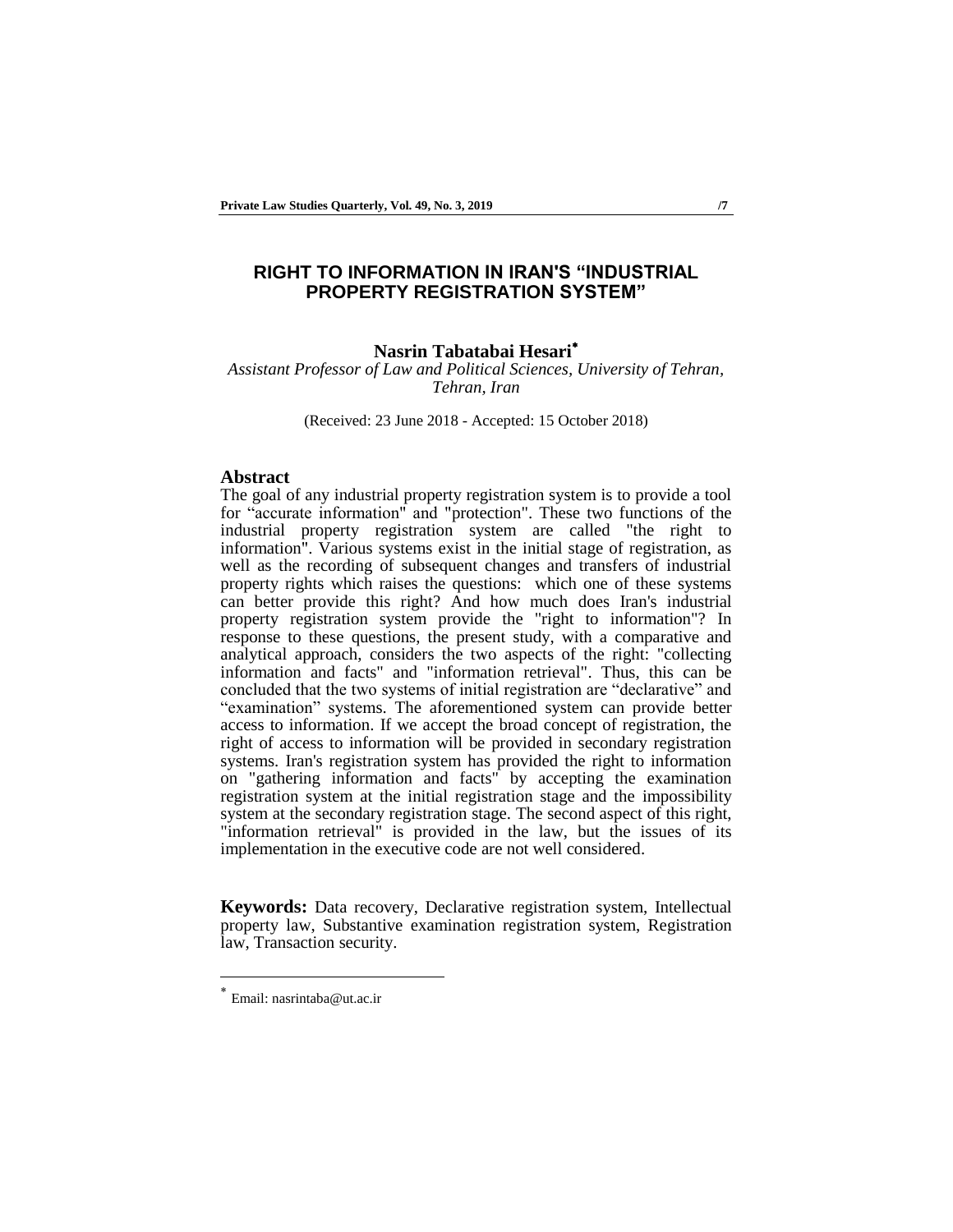# RIGHT TO INFORMATION IN IRAN'S "INDUSTRIAL PROPERTY REGISTRATION SYSTEM"

**Nasrin Tabatabai Hesari***

*Assistant Professor of Law and Political Sciences, University of Tehran, Tehran, Iran*

(Received: 23 June 2018 - Accepted: 15 October 2018)

## Abstract

The goal of any industrial property registration system is to provide a tool for "accurate information" and "protection". These two functions of the industrial property registration system are called "the right to information". Various systems exist in the initial stage of registration, as well as the recording of subsequent changes and transfers of industrial property rights which raises the questions: which one of these systems can better provide this right? And how much does Iran's industrial property registration system provide the "right to information"? In response to these questions, the present study, with a comparative and analytical approach, considers the two aspects of the right: "collecting information and facts" and "information retrieval". Thus, this can be concluded that the two systems of initial registration are "declarative" and "examination" systems. The aforementioned system can provide better access to information. If we accept the broad concept of registration, the right of access to information will be provided in secondary registration systems. Iran's registration system has provided the right to information on "gathering information and facts" by accepting the examination registration system at the initial registration stage and the impossibility system at the secondary registration stage. The second aspect of this right, "information retrieval" is provided in the law, but the issues of its implementation in the executive code are not well considered.

**Keywords:** Data recovery, Declarative registration system, Intellectual property law, Substantive examination registration system, Registration law, Transaction security.

---

* Email: nasrintaba@ut.ac.ir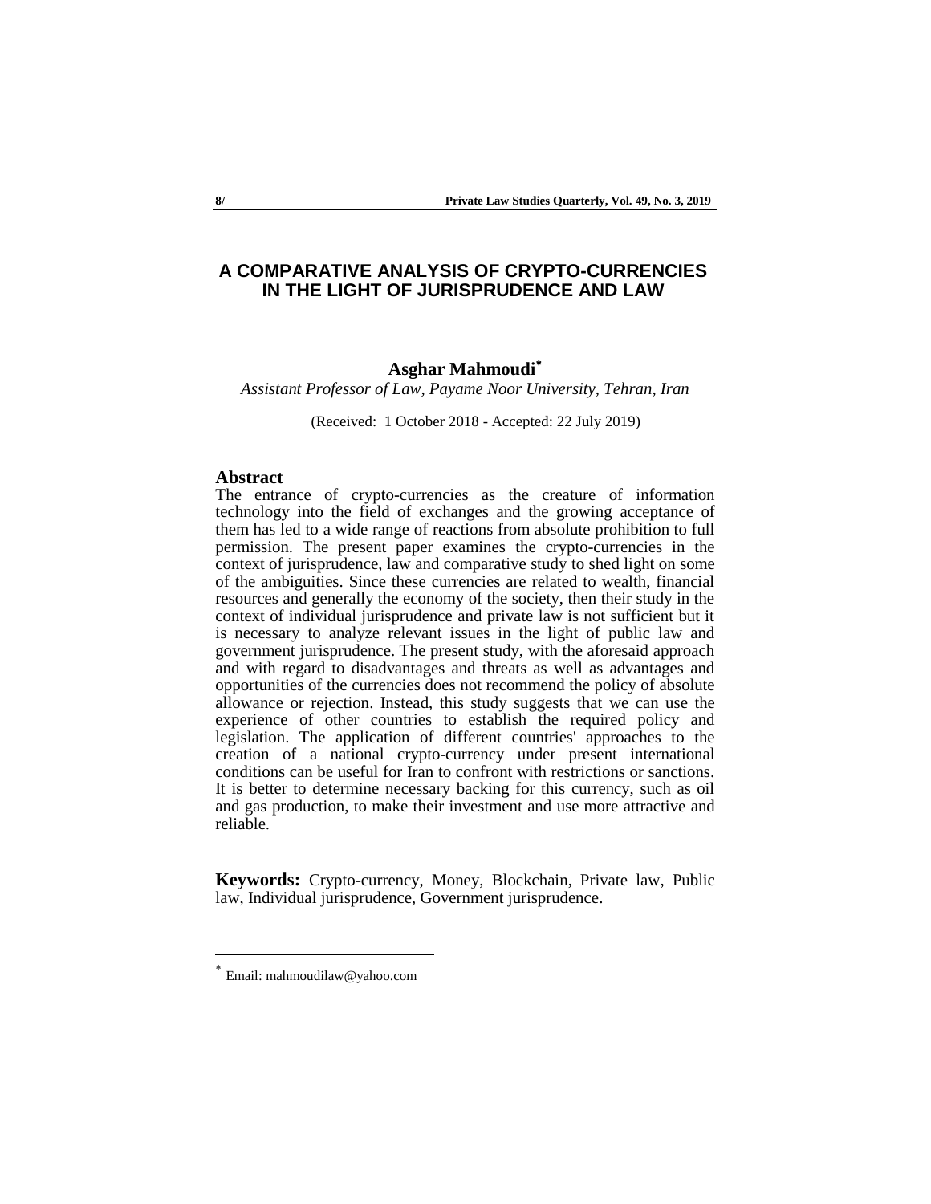# A COMPARATIVE ANALYSIS OF CRYPTO-CURRENCIES IN THE LIGHT OF JURISPRUDENCE AND LAW

**Asghar Mahmoudi***

*Assistant Professor of Law, Payame Noor University, Tehran, Iran*

(Received: 1 October 2018 - Accepted: 22 July 2019)

## Abstract

The entrance of crypto-currencies as the creature of information technology into the field of exchanges and the growing acceptance of them has led to a wide range of reactions from absolute prohibition to full permission. The present paper examines the crypto-currencies in the context of jurisprudence, law and comparative study to shed light on some of the ambiguities. Since these currencies are related to wealth, financial resources and generally the economy of the society, then their study in the context of individual jurisprudence and private law is not sufficient but it is necessary to analyze relevant issues in the light of public law and government jurisprudence. The present study, with the aforesaid approach and with regard to disadvantages and threats as well as advantages and opportunities of the currencies does not recommend the policy of absolute allowance or rejection. Instead, this study suggests that we can use the experience of other countries to establish the required policy and legislation. The application of different countries' approaches to the creation of a national crypto-currency under present international conditions can be useful for Iran to confront with restrictions or sanctions. It is better to determine necessary backing for this currency, such as oil and gas production, to make their investment and use more attractive and reliable.

**Keywords:** Crypto-currency, Money, Blockchain, Private law, Public law, Individual jurisprudence, Government jurisprudence.

---

* Email: mahmoudilaw@yahoo.com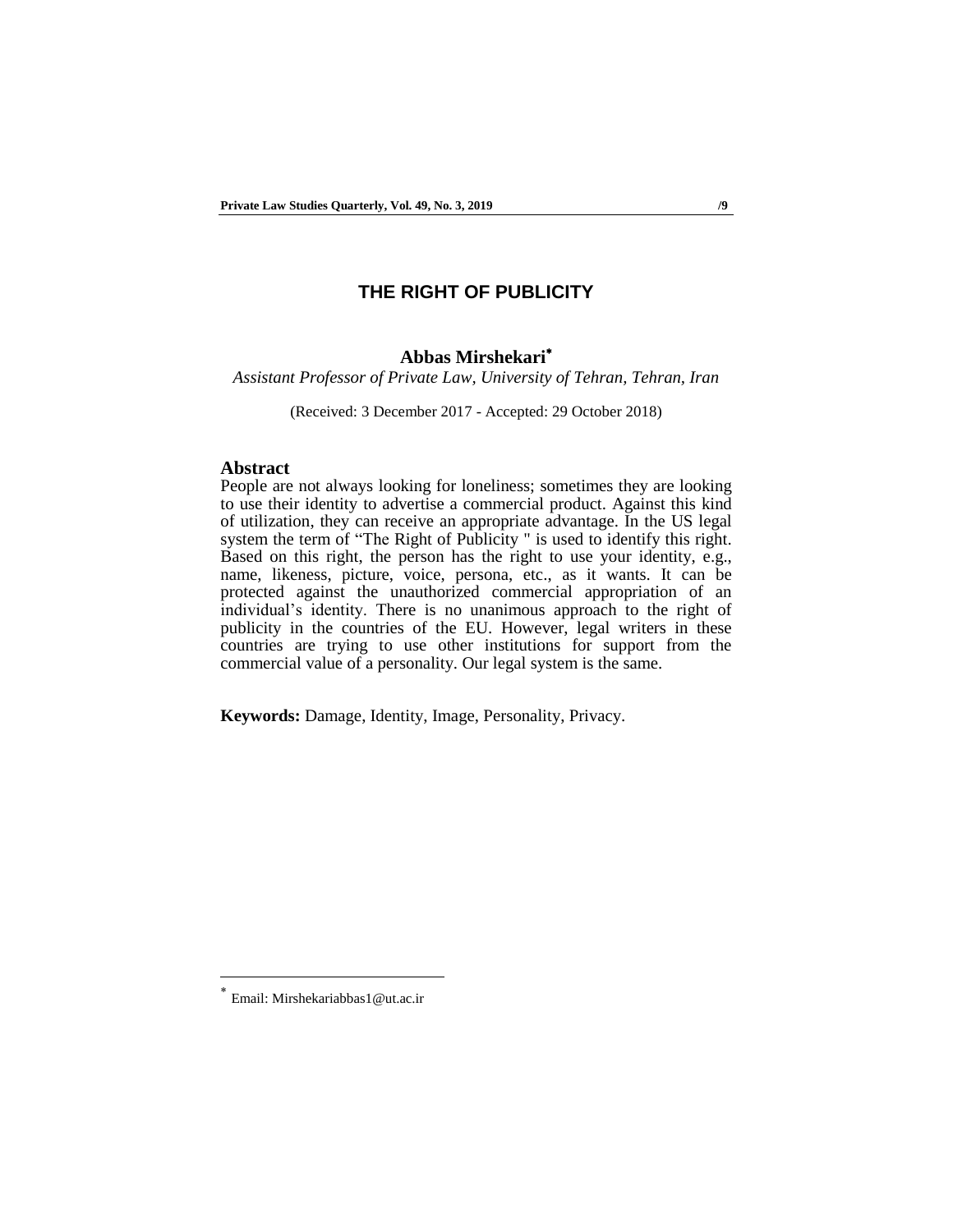# THE RIGHT OF PUBLICITY

**Abbas Mirshekari**[*]

*Assistant Professor of Private Law, University of Tehran, Tehran, Iran*

(Received: 3 December 2017 - Accepted: 29 October 2018)

## Abstract

People are not always looking for loneliness; sometimes they are looking to use their identity to advertise a commercial product. Against this kind of utilization, they can receive an appropriate advantage. In the US legal system the term of "The Right of Publicity " is used to identify this right. Based on this right, the person has the right to use your identity, e.g., name, likeness, picture, voice, persona, etc., as it wants. It can be protected against the unauthorized commercial appropriation of an individual's identity. There is no unanimous approach to the right of publicity in the countries of the EU. However, legal writers in these countries are trying to use other institutions for support from the commercial value of a personality. Our legal system is the same.

**Keywords:** Damage, Identity, Image, Personality, Privacy.

---

[*] Email: Mirshekariabbas1@ut.ac.ir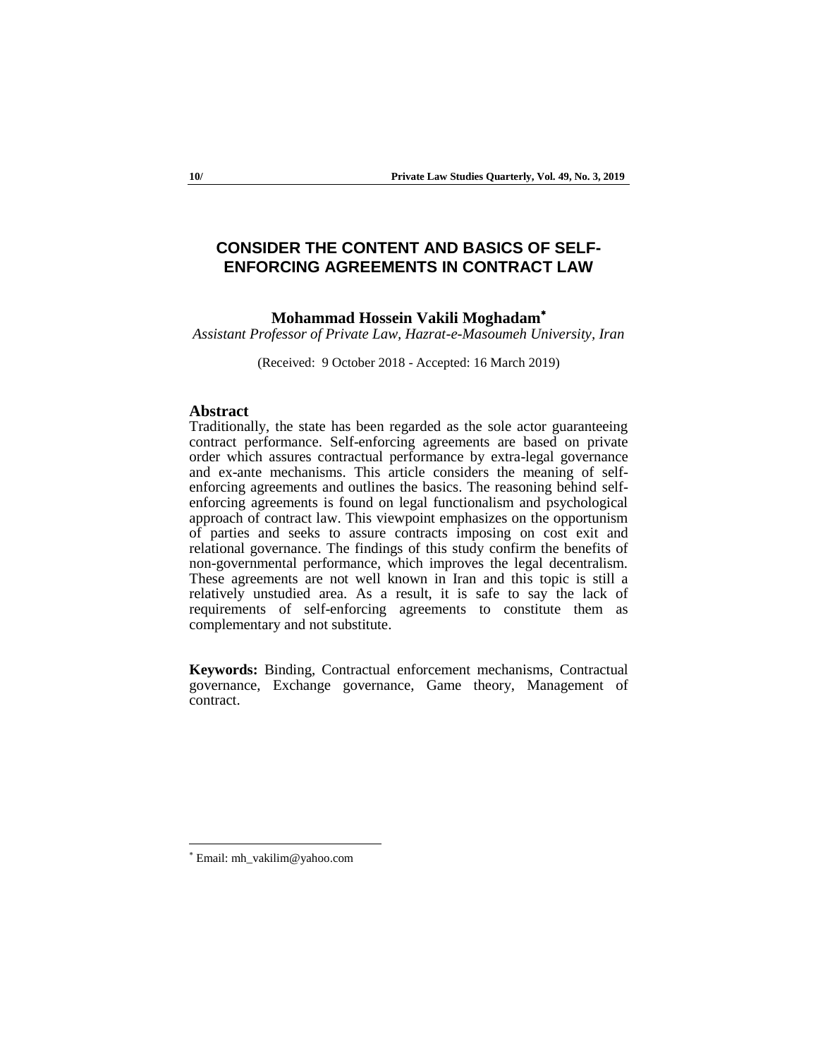# CONSIDER THE CONTENT AND BASICS OF SELF-ENFORCING AGREEMENTS IN CONTRACT LAW

**Mohammad Hossein Vakili Moghadam**[*]

*Assistant Professor of Private Law, Hazrat-e-Masoumeh University, Iran*

(Received: 9 October 2018 - Accepted: 16 March 2019)

## Abstract

Traditionally, the state has been regarded as the sole actor guaranteeing contract performance. Self-enforcing agreements are based on private order which assures contractual performance by extra-legal governance and ex-ante mechanisms. This article considers the meaning of self-enforcing agreements and outlines the basics. The reasoning behind self-enforcing agreements is found on legal functionalism and psychological approach of contract law. This viewpoint emphasizes on the opportunism of parties and seeks to assure contracts imposing on cost exit and relational governance. The findings of this study confirm the benefits of non-governmental performance, which improves the legal decentralism. These agreements are not well known in Iran and this topic is still a relatively unstudied area. As a result, it is safe to say the lack of requirements of self-enforcing agreements to constitute them as complementary and not substitute.

**Keywords:** Binding, Contractual enforcement mechanisms, Contractual governance, Exchange governance, Game theory, Management of contract.

---

[*] Email: mh_vakilim@yahoo.com